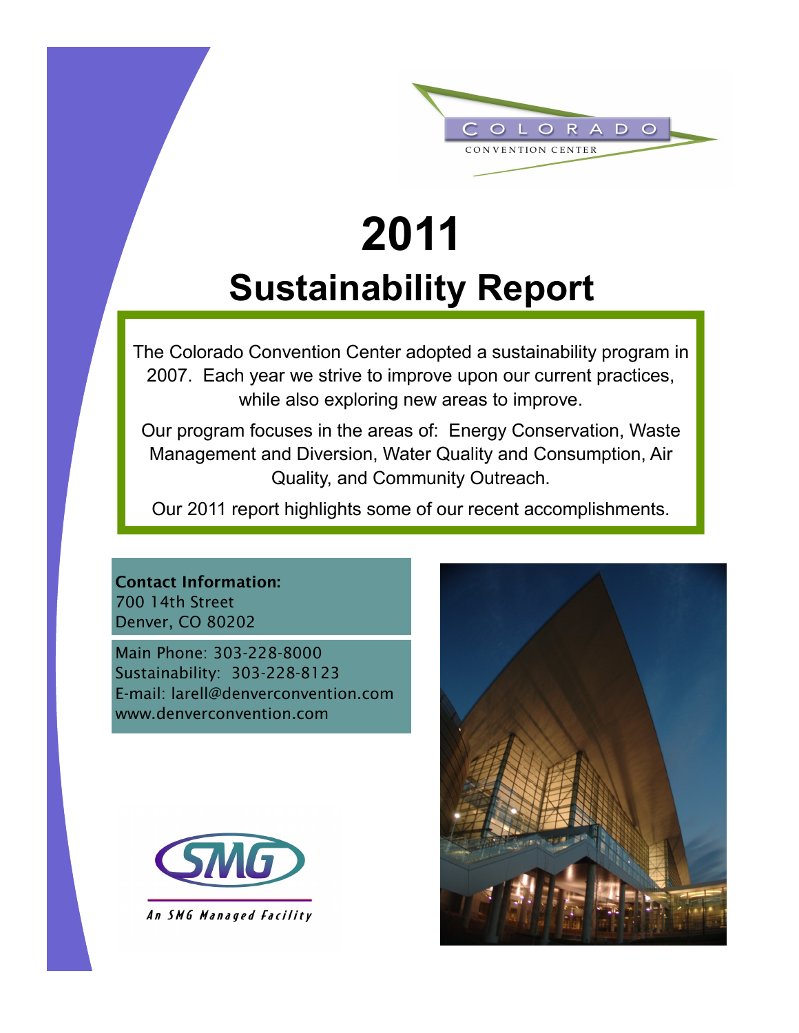COLORADO
CONVENTION CENTER

# 2011
# Sustainability Report

The Colorado Convention Center adopted a sustainability program in 2007. Each year we strive to improve upon our current practices, while also exploring new areas to improve.

Our program focuses in the areas of: Energy Conservation, Waste Management and Diversion, Water Quality and Consumption, Air Quality, and Community Outreach.

Our 2011 report highlights some of our recent accomplishments.

**Contact Information:**
700 14th Street
Denver, CO 80202

Main Phone: 303-228-8000
Sustainability: 303-228-8123
E-mail: larell@denverconvention.com
www.denverconvention.com

SMG

*An SMG Managed Facility*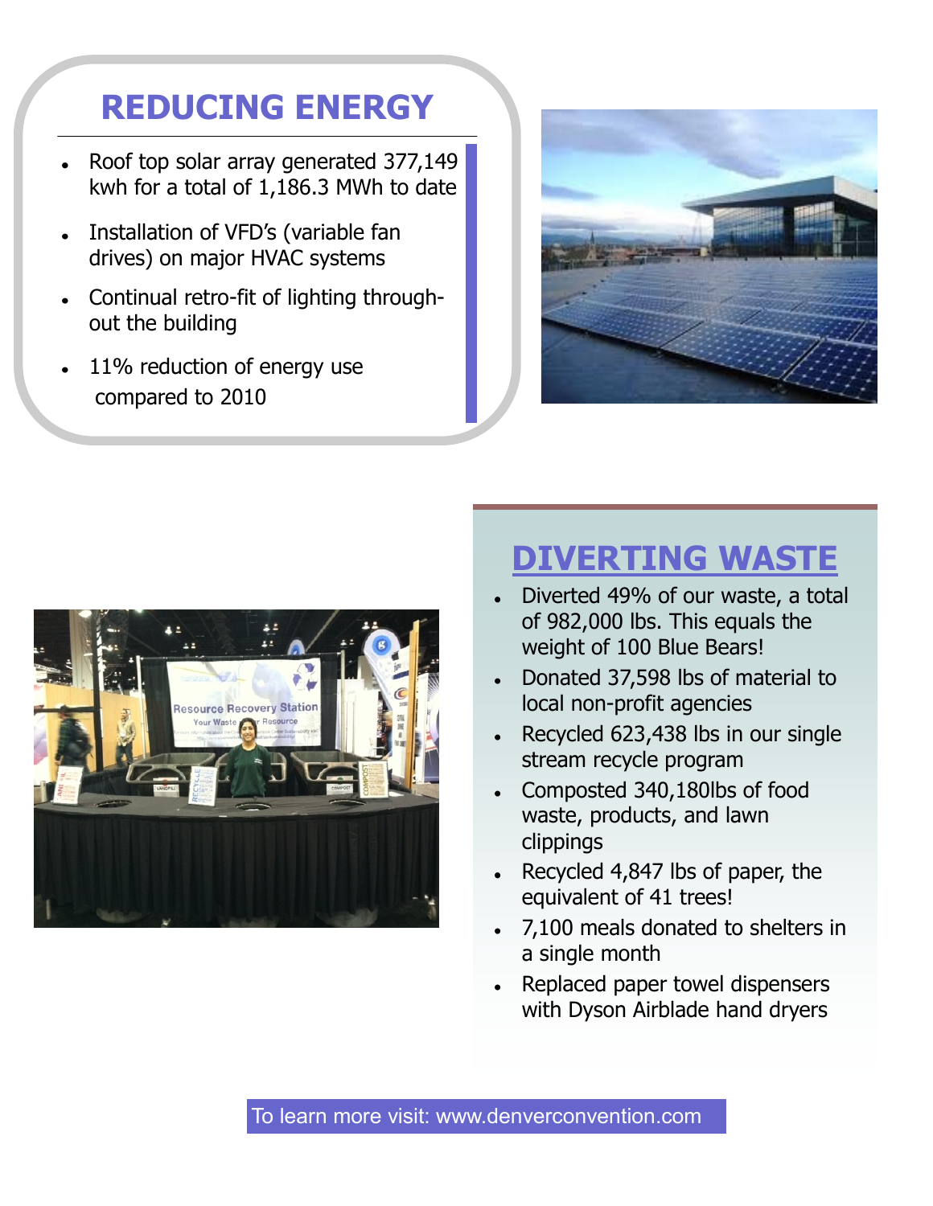## REDUCING ENERGY

- Roof top solar array generated 377,149 kwh for a total of 1,186.3 MWh to date
- Installation of VFD's (variable fan drives) on major HVAC systems
- Continual retro-fit of lighting throughout the building
- 11% reduction of energy use compared to 2010

## DIVERTING WASTE

- Diverted 49% of our waste, a total of 982,000 lbs. This equals the weight of 100 Blue Bears!
- Donated 37,598 lbs of material to local non-profit agencies
- Recycled 623,438 lbs in our single stream recycle program
- Composted 340,180lbs of food waste, products, and lawn clippings
- Recycled 4,847 lbs of paper, the equivalent of 41 trees!
- 7,100 meals donated to shelters in a single month
- Replaced paper towel dispensers with Dyson Airblade hand dryers

To learn more visit: www.denverconvention.com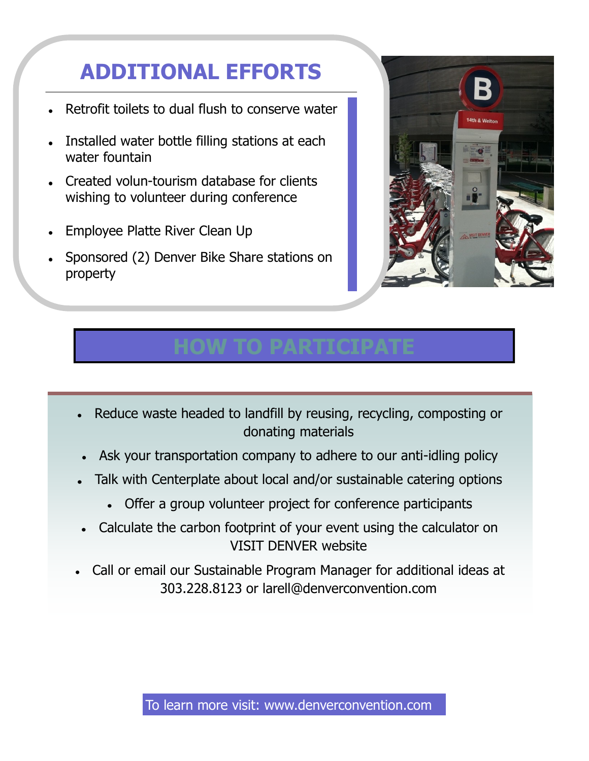## ADDITIONAL EFFORTS

- Retrofit toilets to dual flush to conserve water
- Installed water bottle filling stations at each water fountain
- Created volun-tourism database for clients wishing to volunteer during conference
- Employee Platte River Clean Up
- Sponsored (2) Denver Bike Share stations on property

## HOW TO PARTICIPATE

- Reduce waste headed to landfill by reusing, recycling, composting or donating materials
- Ask your transportation company to adhere to our anti-idling policy
- Talk with Centerplate about local and/or sustainable catering options
- Offer a group volunteer project for conference participants
- Calculate the carbon footprint of your event using the calculator on VISIT DENVER website
- Call or email our Sustainable Program Manager for additional ideas at 303.228.8123 or larell@denverconvention.com

To learn more visit: www.denverconvention.com